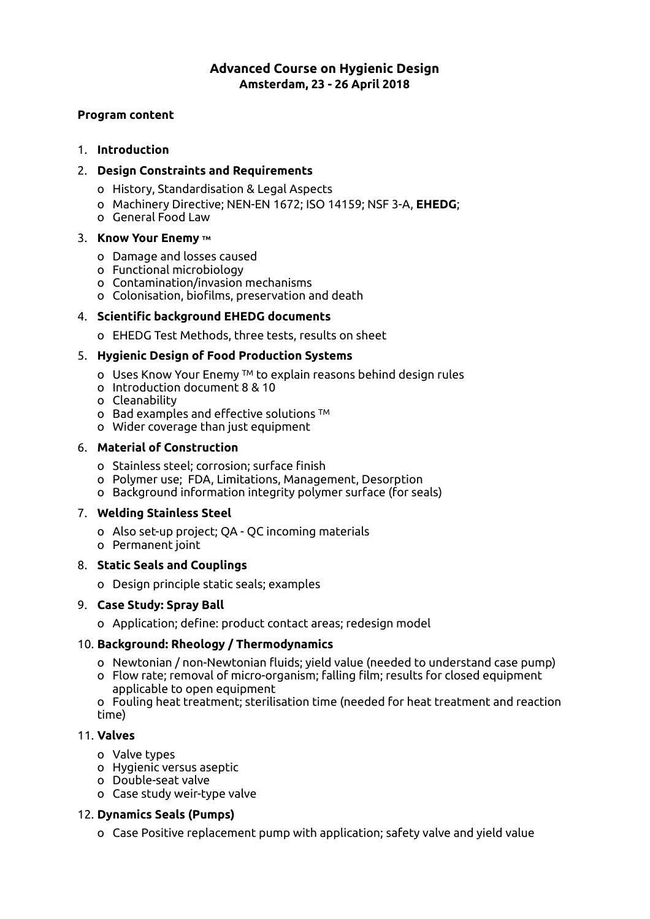**Advanced Course on Hygienic Design**
**Amsterdam, 23 - 26 April 2018**

**Program content**

1. **Introduction**

2. **Design Constraints and Requirements**
   - History, Standardisation & Legal Aspects
   - Machinery Directive; NEN-EN 1672; ISO 14159; NSF 3-A, **EHEDG**;
   - General Food Law

3. **Know Your Enemy ™**
   - Damage and losses caused
   - Functional microbiology
   - Contamination/invasion mechanisms
   - Colonisation, biofilms, preservation and death

4. **Scientific background EHEDG documents**
   - EHEDG Test Methods, three tests, results on sheet

5. **Hygienic Design of Food Production Systems**
   - Uses Know Your Enemy ™ to explain reasons behind design rules
   - Introduction document 8 & 10
   - Cleanability
   - Bad examples and effective solutions ™
   - Wider coverage than just equipment

6. **Material of Construction**
   - Stainless steel; corrosion; surface finish
   - Polymer use; FDA, Limitations, Management, Desorption
   - Background information integrity polymer surface (for seals)

7. **Welding Stainless Steel**
   - Also set-up project; QA - QC incoming materials
   - Permanent joint

8. **Static Seals and Couplings**
   - Design principle static seals; examples

9. **Case Study: Spray Ball**
   - Application; define: product contact areas; redesign model

10. **Background: Rheology / Thermodynamics**
    - Newtonian / non-Newtonian fluids; yield value (needed to understand case pump)
    - Flow rate; removal of micro-organism; falling film; results for closed equipment applicable to open equipment
    - Fouling heat treatment; sterilisation time (needed for heat treatment and reaction time)

11. **Valves**
    - Valve types
    - Hygienic versus aseptic
    - Double-seat valve
    - Case study weir-type valve

12. **Dynamics Seals (Pumps)**
    - Case Positive replacement pump with application; safety valve and yield value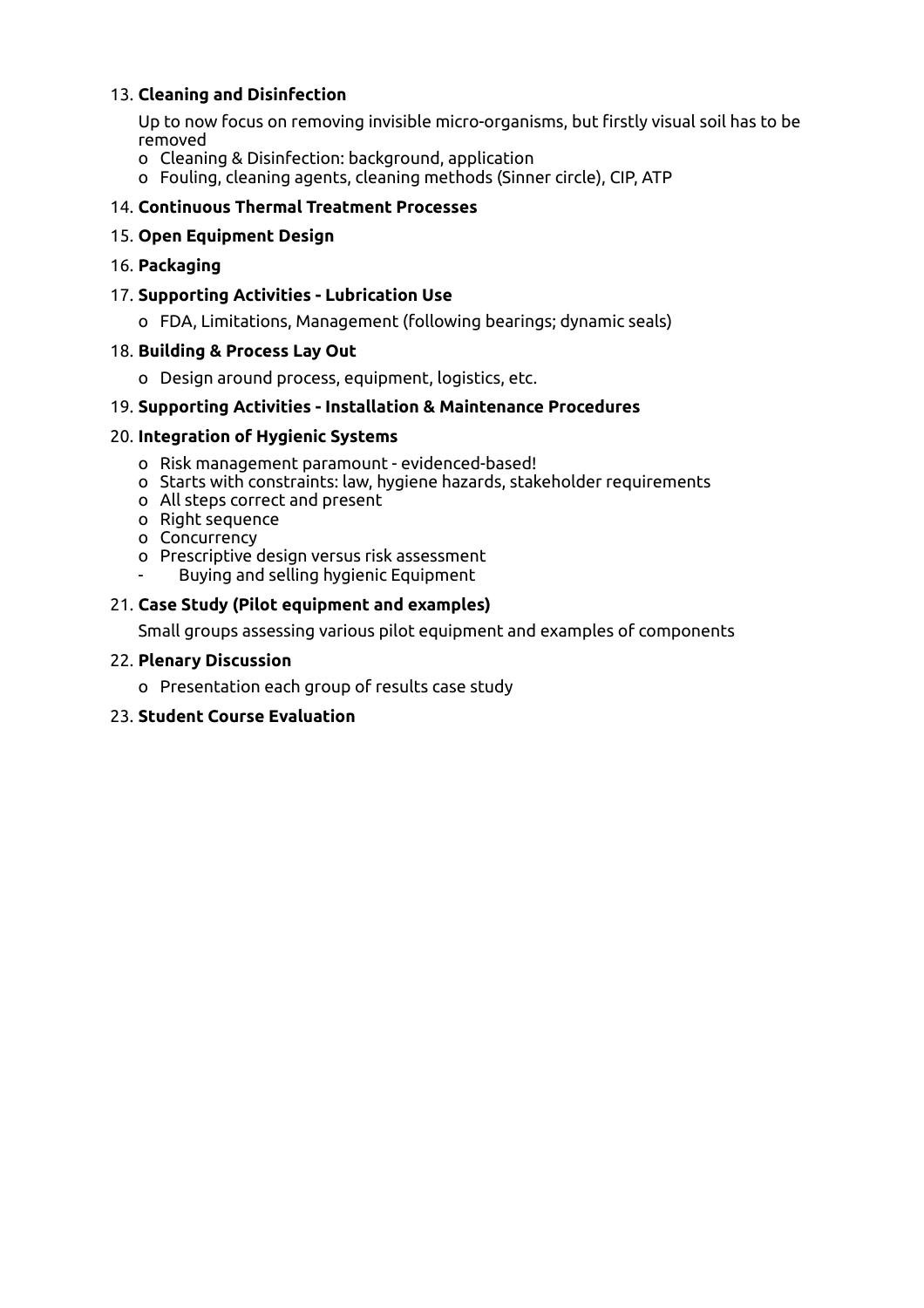13. **Cleaning and Disinfection**

    Up to now focus on removing invisible micro-organisms, but firstly visual soil has to be removed
    - Cleaning & Disinfection: background, application
    - Fouling, cleaning agents, cleaning methods (Sinner circle), CIP, ATP

14. **Continuous Thermal Treatment Processes**

15. **Open Equipment Design**

16. **Packaging**

17. **Supporting Activities - Lubrication Use**
    - FDA, Limitations, Management (following bearings; dynamic seals)

18. **Building & Process Lay Out**
    - Design around process, equipment, logistics, etc.

19. **Supporting Activities - Installation & Maintenance Procedures**

20. **Integration of Hygienic Systems**
    - Risk management paramount - evidenced-based!
    - Starts with constraints: law, hygiene hazards, stakeholder requirements
    - All steps correct and present
    - Right sequence
    - Concurrency
    - Prescriptive design versus risk assessment
    - Buying and selling hygienic Equipment

21. **Case Study (Pilot equipment and examples)**

    Small groups assessing various pilot equipment and examples of components

22. **Plenary Discussion**
    - Presentation each group of results case study

23. **Student Course Evaluation**